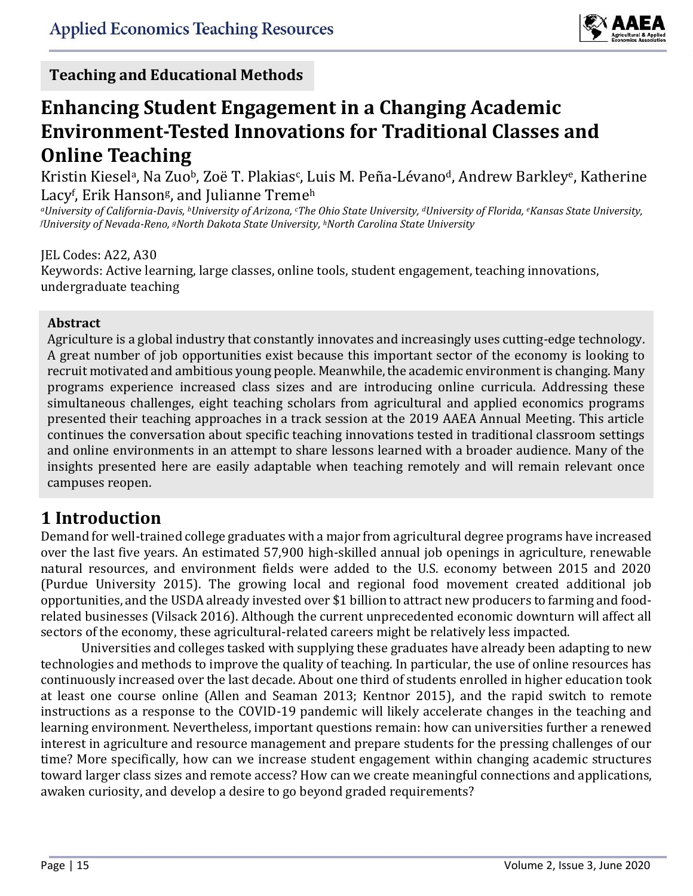Teaching and Educational Methods

# Enhancing Student Engagement in a Changing Academic Environment-Tested Innovations for Traditional Classes and Online Teaching

Kristin Kiesel[a], Na Zuo[b], Zoë T. Plakias[c], Luis M. Peña-Lévano[d], Andrew Barkley[e], Katherine Lacy[f], Erik Hanson[g], and Julianne Treme[h]

*[a]University of California-Davis, [b]University of Arizona, [c]The Ohio State University, [d]University of Florida, [e]Kansas State University, [f]University of Nevada-Reno, [g]North Dakota State University, [h]North Carolina State University*

JEL Codes: A22, A30

Keywords: Active learning, large classes, online tools, student engagement, teaching innovations, undergraduate teaching

**Abstract**

Agriculture is a global industry that constantly innovates and increasingly uses cutting-edge technology. A great number of job opportunities exist because this important sector of the economy is looking to recruit motivated and ambitious young people. Meanwhile, the academic environment is changing. Many programs experience increased class sizes and are introducing online curricula. Addressing these simultaneous challenges, eight teaching scholars from agricultural and applied economics programs presented their teaching approaches in a track session at the 2019 AAEA Annual Meeting. This article continues the conversation about specific teaching innovations tested in traditional classroom settings and online environments in an attempt to share lessons learned with a broader audience. Many of the insights presented here are easily adaptable when teaching remotely and will remain relevant once campuses reopen.

## 1 Introduction

Demand for well-trained college graduates with a major from agricultural degree programs have increased over the last five years. An estimated 57,900 high-skilled annual job openings in agriculture, renewable natural resources, and environment fields were added to the U.S. economy between 2015 and 2020 (Purdue University 2015). The growing local and regional food movement created additional job opportunities, and the USDA already invested over $1 billion to attract new producers to farming and food-related businesses (Vilsack 2016). Although the current unprecedented economic downturn will affect all sectors of the economy, these agricultural-related careers might be relatively less impacted.

Universities and colleges tasked with supplying these graduates have already been adapting to new technologies and methods to improve the quality of teaching. In particular, the use of online resources has continuously increased over the last decade. About one third of students enrolled in higher education took at least one course online (Allen and Seaman 2013; Kentnor 2015), and the rapid switch to remote instructions as a response to the COVID-19 pandemic will likely accelerate changes in the teaching and learning environment. Nevertheless, important questions remain: how can universities further a renewed interest in agriculture and resource management and prepare students for the pressing challenges of our time? More specifically, how can we increase student engagement within changing academic structures toward larger class sizes and remote access? How can we create meaningful connections and applications, awaken curiosity, and develop a desire to go beyond graded requirements?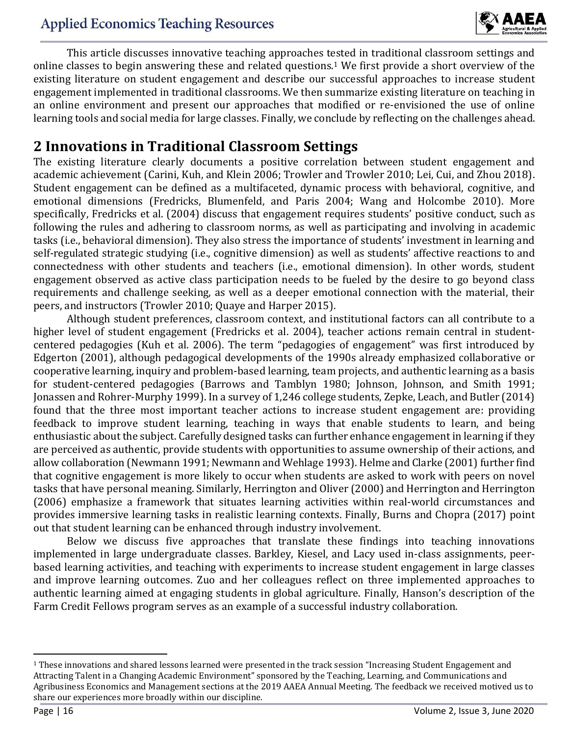This article discusses innovative teaching approaches tested in traditional classroom settings and online classes to begin answering these and related questions.[1] We first provide a short overview of the existing literature on student engagement and describe our successful approaches to increase student engagement implemented in traditional classrooms. We then summarize existing literature on teaching in an online environment and present our approaches that modified or re-envisioned the use of online learning tools and social media for large classes. Finally, we conclude by reflecting on the challenges ahead.

## 2 Innovations in Traditional Classroom Settings

The existing literature clearly documents a positive correlation between student engagement and academic achievement (Carini, Kuh, and Klein 2006; Trowler and Trowler 2010; Lei, Cui, and Zhou 2018). Student engagement can be defined as a multifaceted, dynamic process with behavioral, cognitive, and emotional dimensions (Fredricks, Blumenfeld, and Paris 2004; Wang and Holcombe 2010). More specifically, Fredricks et al. (2004) discuss that engagement requires students' positive conduct, such as following the rules and adhering to classroom norms, as well as participating and involving in academic tasks (i.e., behavioral dimension). They also stress the importance of students' investment in learning and self-regulated strategic studying (i.e., cognitive dimension) as well as students' affective reactions to and connectedness with other students and teachers (i.e., emotional dimension). In other words, student engagement observed as active class participation needs to be fueled by the desire to go beyond class requirements and challenge seeking, as well as a deeper emotional connection with the material, their peers, and instructors (Trowler 2010; Quaye and Harper 2015).

Although student preferences, classroom context, and institutional factors can all contribute to a higher level of student engagement (Fredricks et al. 2004), teacher actions remain central in student-centered pedagogies (Kuh et al. 2006). The term "pedagogies of engagement" was first introduced by Edgerton (2001), although pedagogical developments of the 1990s already emphasized collaborative or cooperative learning, inquiry and problem-based learning, team projects, and authentic learning as a basis for student-centered pedagogies (Barrows and Tamblyn 1980; Johnson, Johnson, and Smith 1991; Jonassen and Rohrer-Murphy 1999). In a survey of 1,246 college students, Zepke, Leach, and Butler (2014) found that the three most important teacher actions to increase student engagement are: providing feedback to improve student learning, teaching in ways that enable students to learn, and being enthusiastic about the subject. Carefully designed tasks can further enhance engagement in learning if they are perceived as authentic, provide students with opportunities to assume ownership of their actions, and allow collaboration (Newmann 1991; Newmann and Wehlage 1993). Helme and Clarke (2001) further find that cognitive engagement is more likely to occur when students are asked to work with peers on novel tasks that have personal meaning. Similarly, Herrington and Oliver (2000) and Herrington and Herrington (2006) emphasize a framework that situates learning activities within real-world circumstances and provides immersive learning tasks in realistic learning contexts. Finally, Burns and Chopra (2017) point out that student learning can be enhanced through industry involvement.

Below we discuss five approaches that translate these findings into teaching innovations implemented in large undergraduate classes. Barkley, Kiesel, and Lacy used in-class assignments, peer-based learning activities, and teaching with experiments to increase student engagement in large classes and improve learning outcomes. Zuo and her colleagues reflect on three implemented approaches to authentic learning aimed at engaging students in global agriculture. Finally, Hanson's description of the Farm Credit Fellows program serves as an example of a successful industry collaboration.

---

[1] These innovations and shared lessons learned were presented in the track session "Increasing Student Engagement and Attracting Talent in a Changing Academic Environment" sponsored by the Teaching, Learning, and Communications and Agribusiness Economics and Management sections at the 2019 AAEA Annual Meeting. The feedback we received motived us to share our experiences more broadly within our discipline.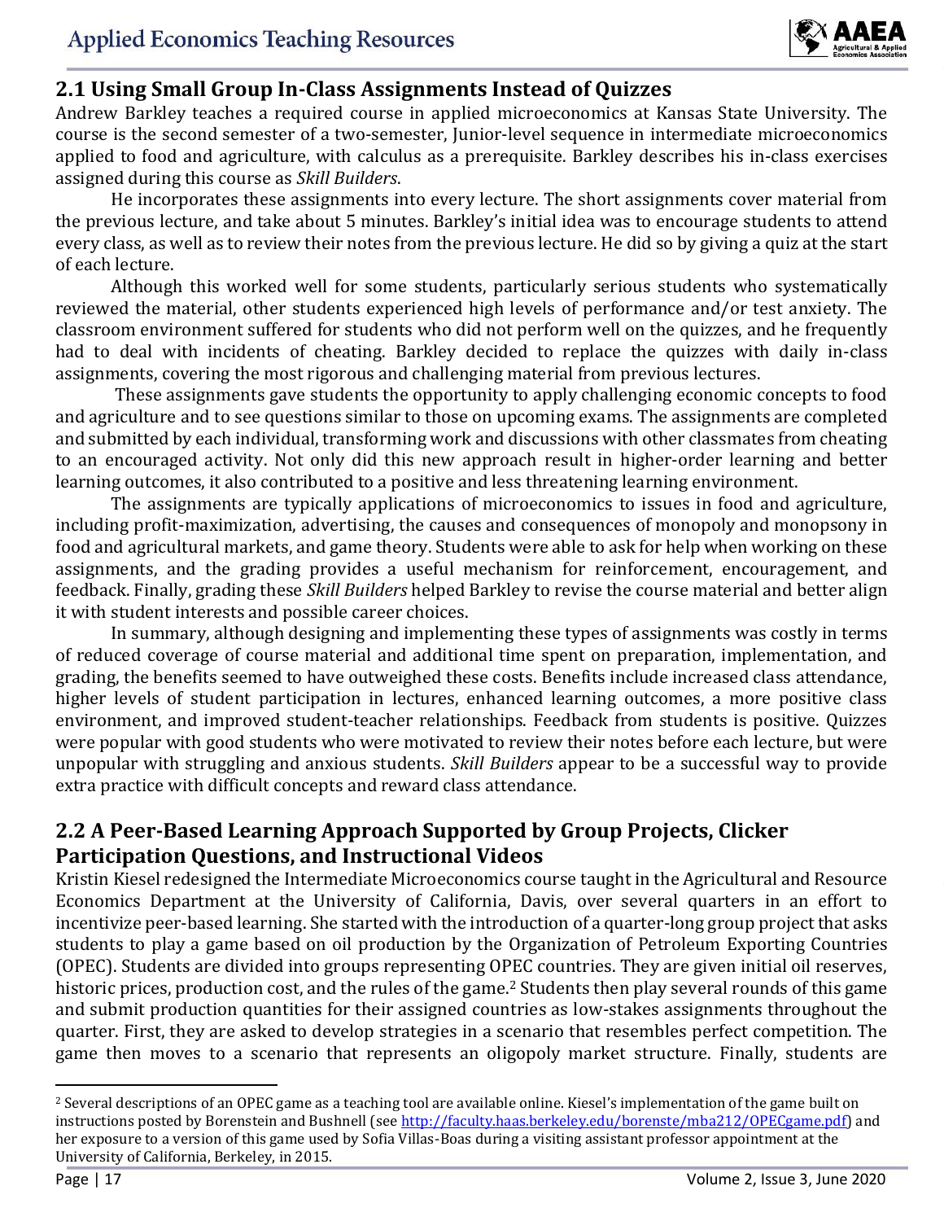## 2.1 Using Small Group In-Class Assignments Instead of Quizzes

Andrew Barkley teaches a required course in applied microeconomics at Kansas State University. The course is the second semester of a two-semester, Junior-level sequence in intermediate microeconomics applied to food and agriculture, with calculus as a prerequisite. Barkley describes his in-class exercises assigned during this course as *Skill Builders*.

He incorporates these assignments into every lecture. The short assignments cover material from the previous lecture, and take about 5 minutes. Barkley's initial idea was to encourage students to attend every class, as well as to review their notes from the previous lecture. He did so by giving a quiz at the start of each lecture.

Although this worked well for some students, particularly serious students who systematically reviewed the material, other students experienced high levels of performance and/or test anxiety. The classroom environment suffered for students who did not perform well on the quizzes, and he frequently had to deal with incidents of cheating. Barkley decided to replace the quizzes with daily in-class assignments, covering the most rigorous and challenging material from previous lectures.

These assignments gave students the opportunity to apply challenging economic concepts to food and agriculture and to see questions similar to those on upcoming exams. The assignments are completed and submitted by each individual, transforming work and discussions with other classmates from cheating to an encouraged activity. Not only did this new approach result in higher-order learning and better learning outcomes, it also contributed to a positive and less threatening learning environment.

The assignments are typically applications of microeconomics to issues in food and agriculture, including profit-maximization, advertising, the causes and consequences of monopoly and monopsony in food and agricultural markets, and game theory. Students were able to ask for help when working on these assignments, and the grading provides a useful mechanism for reinforcement, encouragement, and feedback. Finally, grading these *Skill Builders* helped Barkley to revise the course material and better align it with student interests and possible career choices.

In summary, although designing and implementing these types of assignments was costly in terms of reduced coverage of course material and additional time spent on preparation, implementation, and grading, the benefits seemed to have outweighed these costs. Benefits include increased class attendance, higher levels of student participation in lectures, enhanced learning outcomes, a more positive class environment, and improved student-teacher relationships. Feedback from students is positive. Quizzes were popular with good students who were motivated to review their notes before each lecture, but were unpopular with struggling and anxious students. *Skill Builders* appear to be a successful way to provide extra practice with difficult concepts and reward class attendance.

## 2.2 A Peer-Based Learning Approach Supported by Group Projects, Clicker Participation Questions, and Instructional Videos

Kristin Kiesel redesigned the Intermediate Microeconomics course taught in the Agricultural and Resource Economics Department at the University of California, Davis, over several quarters in an effort to incentivize peer-based learning. She started with the introduction of a quarter-long group project that asks students to play a game based on oil production by the Organization of Petroleum Exporting Countries (OPEC). Students are divided into groups representing OPEC countries. They are given initial oil reserves, historic prices, production cost, and the rules of the game.[2] Students then play several rounds of this game and submit production quantities for their assigned countries as low-stakes assignments throughout the quarter. First, they are asked to develop strategies in a scenario that resembles perfect competition. The game then moves to a scenario that represents an oligopoly market structure. Finally, students are

---

[2] Several descriptions of an OPEC game as a teaching tool are available online. Kiesel's implementation of the game built on instructions posted by Borenstein and Bushnell (see http://faculty.haas.berkeley.edu/borenste/mba212/OPECgame.pdf) and her exposure to a version of this game used by Sofia Villas-Boas during a visiting assistant professor appointment at the University of California, Berkeley, in 2015.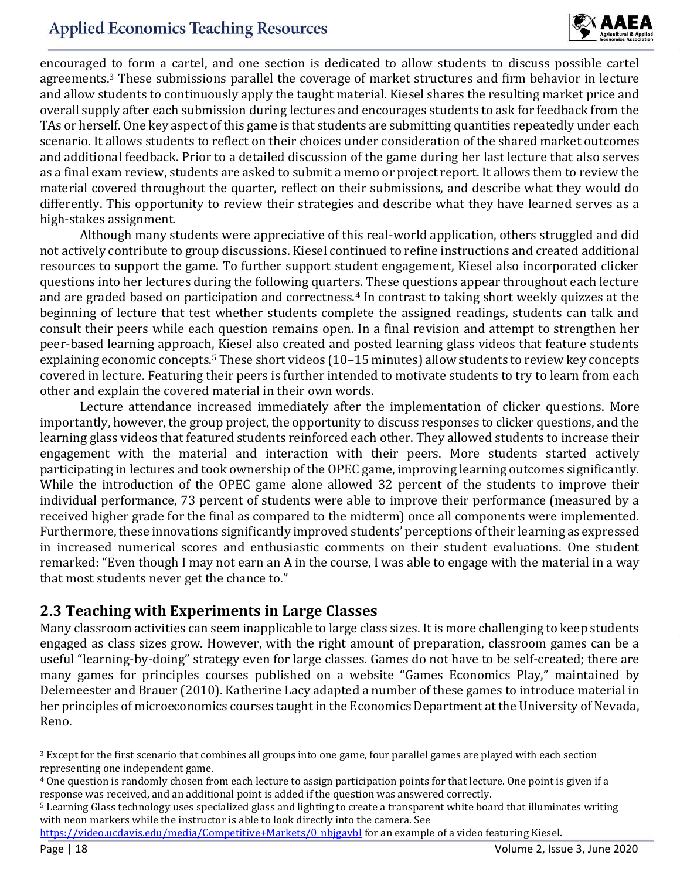encouraged to form a cartel, and one section is dedicated to allow students to discuss possible cartel agreements.[3] These submissions parallel the coverage of market structures and firm behavior in lecture and allow students to continuously apply the taught material. Kiesel shares the resulting market price and overall supply after each submission during lectures and encourages students to ask for feedback from the TAs or herself. One key aspect of this game is that students are submitting quantities repeatedly under each scenario. It allows students to reflect on their choices under consideration of the shared market outcomes and additional feedback. Prior to a detailed discussion of the game during her last lecture that also serves as a final exam review, students are asked to submit a memo or project report. It allows them to review the material covered throughout the quarter, reflect on their submissions, and describe what they would do differently. This opportunity to review their strategies and describe what they have learned serves as a high-stakes assignment.

Although many students were appreciative of this real-world application, others struggled and did not actively contribute to group discussions. Kiesel continued to refine instructions and created additional resources to support the game. To further support student engagement, Kiesel also incorporated clicker questions into her lectures during the following quarters. These questions appear throughout each lecture and are graded based on participation and correctness.[4] In contrast to taking short weekly quizzes at the beginning of lecture that test whether students complete the assigned readings, students can talk and consult their peers while each question remains open. In a final revision and attempt to strengthen her peer-based learning approach, Kiesel also created and posted learning glass videos that feature students explaining economic concepts.[5] These short videos (10–15 minutes) allow students to review key concepts covered in lecture. Featuring their peers is further intended to motivate students to try to learn from each other and explain the covered material in their own words.

Lecture attendance increased immediately after the implementation of clicker questions. More importantly, however, the group project, the opportunity to discuss responses to clicker questions, and the learning glass videos that featured students reinforced each other. They allowed students to increase their engagement with the material and interaction with their peers. More students started actively participating in lectures and took ownership of the OPEC game, improving learning outcomes significantly. While the introduction of the OPEC game alone allowed 32 percent of the students to improve their individual performance, 73 percent of students were able to improve their performance (measured by a received higher grade for the final as compared to the midterm) once all components were implemented. Furthermore, these innovations significantly improved students' perceptions of their learning as expressed in increased numerical scores and enthusiastic comments on their student evaluations. One student remarked: "Even though I may not earn an A in the course, I was able to engage with the material in a way that most students never get the chance to."

## 2.3 Teaching with Experiments in Large Classes

Many classroom activities can seem inapplicable to large class sizes. It is more challenging to keep students engaged as class sizes grow. However, with the right amount of preparation, classroom games can be a useful "learning-by-doing" strategy even for large classes. Games do not have to be self-created; there are many games for principles courses published on a website "Games Economics Play," maintained by Delemeester and Brauer (2010). Katherine Lacy adapted a number of these games to introduce material in her principles of microeconomics courses taught in the Economics Department at the University of Nevada, Reno.

---

[3] Except for the first scenario that combines all groups into one game, four parallel games are played with each section representing one independent game.

[4] One question is randomly chosen from each lecture to assign participation points for that lecture. One point is given if a response was received, and an additional point is added if the question was answered correctly.

[5] Learning Glass technology uses specialized glass and lighting to create a transparent white board that illuminates writing with neon markers while the instructor is able to look directly into the camera. See https://video.ucdavis.edu/media/Competitive+Markets/0_nbjgavbl for an example of a video featuring Kiesel.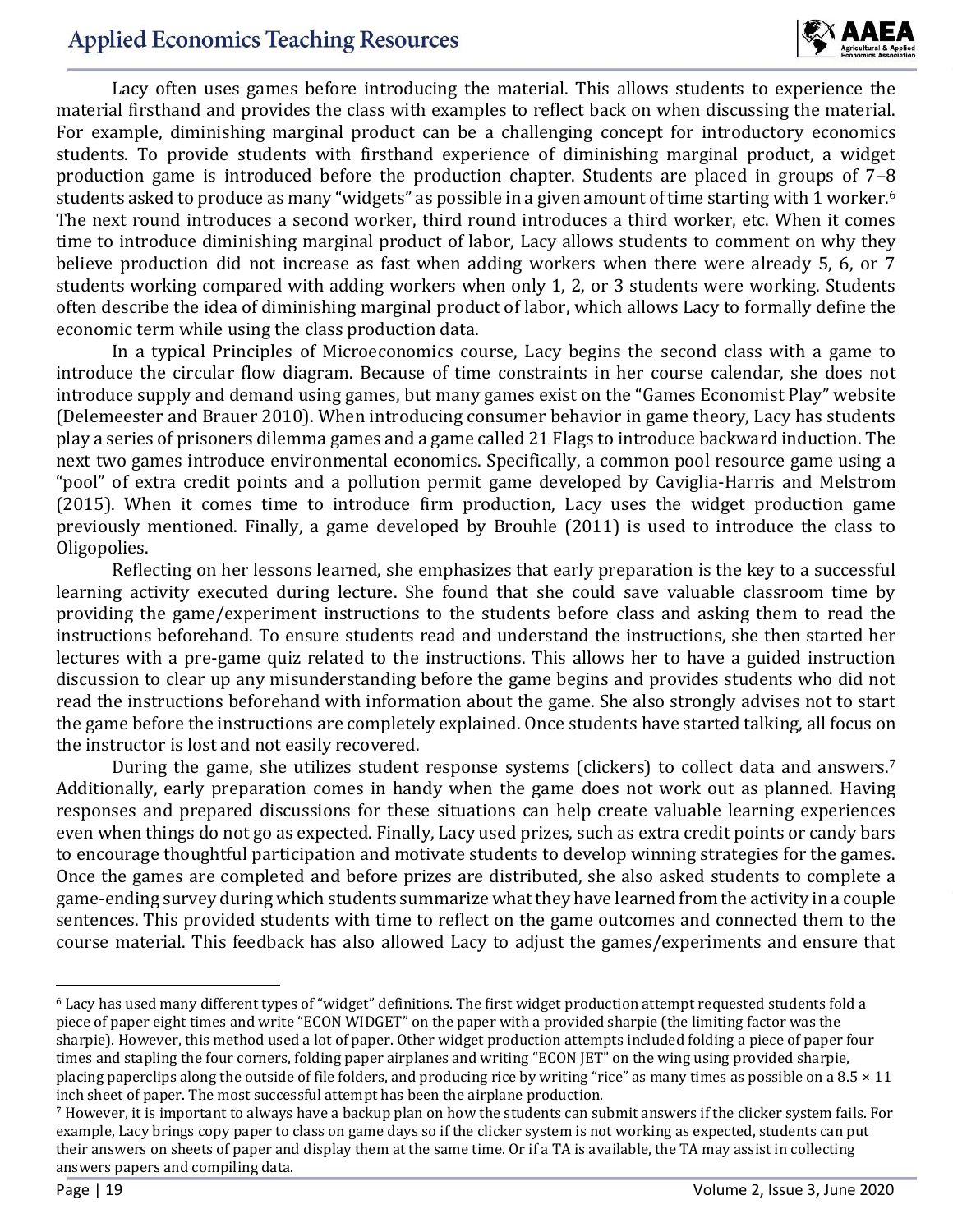Lacy often uses games before introducing the material. This allows students to experience the material firsthand and provides the class with examples to reflect back on when discussing the material. For example, diminishing marginal product can be a challenging concept for introductory economics students. To provide students with firsthand experience of diminishing marginal product, a widget production game is introduced before the production chapter. Students are placed in groups of 7–8 students asked to produce as many "widgets" as possible in a given amount of time starting with 1 worker.[6] The next round introduces a second worker, third round introduces a third worker, etc. When it comes time to introduce diminishing marginal product of labor, Lacy allows students to comment on why they believe production did not increase as fast when adding workers when there were already 5, 6, or 7 students working compared with adding workers when only 1, 2, or 3 students were working. Students often describe the idea of diminishing marginal product of labor, which allows Lacy to formally define the economic term while using the class production data.

In a typical Principles of Microeconomics course, Lacy begins the second class with a game to introduce the circular flow diagram. Because of time constraints in her course calendar, she does not introduce supply and demand using games, but many games exist on the "Games Economist Play" website (Delemeester and Brauer 2010). When introducing consumer behavior in game theory, Lacy has students play a series of prisoners dilemma games and a game called 21 Flags to introduce backward induction. The next two games introduce environmental economics. Specifically, a common pool resource game using a "pool" of extra credit points and a pollution permit game developed by Caviglia-Harris and Melstrom (2015). When it comes time to introduce firm production, Lacy uses the widget production game previously mentioned. Finally, a game developed by Brouhle (2011) is used to introduce the class to Oligopolies.

Reflecting on her lessons learned, she emphasizes that early preparation is the key to a successful learning activity executed during lecture. She found that she could save valuable classroom time by providing the game/experiment instructions to the students before class and asking them to read the instructions beforehand. To ensure students read and understand the instructions, she then started her lectures with a pre-game quiz related to the instructions. This allows her to have a guided instruction discussion to clear up any misunderstanding before the game begins and provides students who did not read the instructions beforehand with information about the game. She also strongly advises not to start the game before the instructions are completely explained. Once students have started talking, all focus on the instructor is lost and not easily recovered.

During the game, she utilizes student response systems (clickers) to collect data and answers.[7] Additionally, early preparation comes in handy when the game does not work out as planned. Having responses and prepared discussions for these situations can help create valuable learning experiences even when things do not go as expected. Finally, Lacy used prizes, such as extra credit points or candy bars to encourage thoughtful participation and motivate students to develop winning strategies for the games. Once the games are completed and before prizes are distributed, she also asked students to complete a game-ending survey during which students summarize what they have learned from the activity in a couple sentences. This provided students with time to reflect on the game outcomes and connected them to the course material. This feedback has also allowed Lacy to adjust the games/experiments and ensure that

---

[6] Lacy has used many different types of "widget" definitions. The first widget production attempt requested students fold a piece of paper eight times and write "ECON WIDGET" on the paper with a provided sharpie (the limiting factor was the sharpie). However, this method used a lot of paper. Other widget production attempts included folding a piece of paper four times and stapling the four corners, folding paper airplanes and writing "ECON JET" on the wing using provided sharpie, placing paperclips along the outside of file folders, and producing rice by writing "rice" as many times as possible on a 8.5 × 11 inch sheet of paper. The most successful attempt has been the airplane production.

[7] However, it is important to always have a backup plan on how the students can submit answers if the clicker system fails. For example, Lacy brings copy paper to class on game days so if the clicker system is not working as expected, students can put their answers on sheets of paper and display them at the same time. Or if a TA is available, the TA may assist in collecting answers papers and compiling data.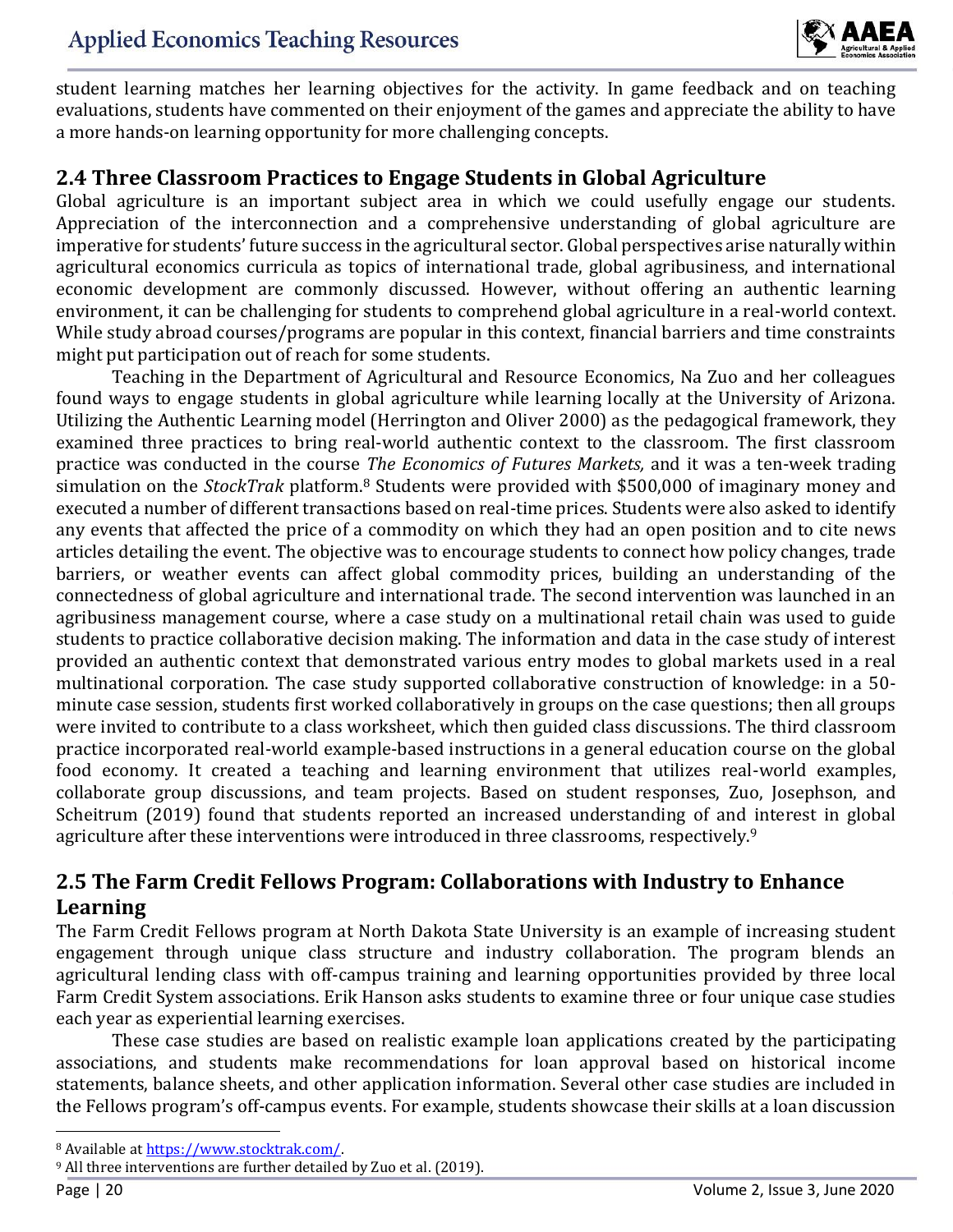student learning matches her learning objectives for the activity. In game feedback and on teaching evaluations, students have commented on their enjoyment of the games and appreciate the ability to have a more hands-on learning opportunity for more challenging concepts.

## 2.4 Three Classroom Practices to Engage Students in Global Agriculture

Global agriculture is an important subject area in which we could usefully engage our students. Appreciation of the interconnection and a comprehensive understanding of global agriculture are imperative for students' future success in the agricultural sector. Global perspectives arise naturally within agricultural economics curricula as topics of international trade, global agribusiness, and international economic development are commonly discussed. However, without offering an authentic learning environment, it can be challenging for students to comprehend global agriculture in a real-world context. While study abroad courses/programs are popular in this context, financial barriers and time constraints might put participation out of reach for some students.

Teaching in the Department of Agricultural and Resource Economics, Na Zuo and her colleagues found ways to engage students in global agriculture while learning locally at the University of Arizona. Utilizing the Authentic Learning model (Herrington and Oliver 2000) as the pedagogical framework, they examined three practices to bring real-world authentic context to the classroom. The first classroom practice was conducted in the course *The Economics of Futures Markets,* and it was a ten-week trading simulation on the *StockTrak* platform.[8] Students were provided with $500,000 of imaginary money and executed a number of different transactions based on real-time prices. Students were also asked to identify any events that affected the price of a commodity on which they had an open position and to cite news articles detailing the event. The objective was to encourage students to connect how policy changes, trade barriers, or weather events can affect global commodity prices, building an understanding of the connectedness of global agriculture and international trade. The second intervention was launched in an agribusiness management course, where a case study on a multinational retail chain was used to guide students to practice collaborative decision making. The information and data in the case study of interest provided an authentic context that demonstrated various entry modes to global markets used in a real multinational corporation. The case study supported collaborative construction of knowledge: in a 50-minute case session, students first worked collaboratively in groups on the case questions; then all groups were invited to contribute to a class worksheet, which then guided class discussions. The third classroom practice incorporated real-world example-based instructions in a general education course on the global food economy. It created a teaching and learning environment that utilizes real-world examples, collaborate group discussions, and team projects. Based on student responses, Zuo, Josephson, and Scheitrum (2019) found that students reported an increased understanding of and interest in global agriculture after these interventions were introduced in three classrooms, respectively.[9]

## 2.5 The Farm Credit Fellows Program: Collaborations with Industry to Enhance Learning

The Farm Credit Fellows program at North Dakota State University is an example of increasing student engagement through unique class structure and industry collaboration. The program blends an agricultural lending class with off-campus training and learning opportunities provided by three local Farm Credit System associations. Erik Hanson asks students to examine three or four unique case studies each year as experiential learning exercises.

These case studies are based on realistic example loan applications created by the participating associations, and students make recommendations for loan approval based on historical income statements, balance sheets, and other application information. Several other case studies are included in the Fellows program's off-campus events. For example, students showcase their skills at a loan discussion

[8] Available at https://www.stocktrak.com/.

[9] All three interventions are further detailed by Zuo et al. (2019).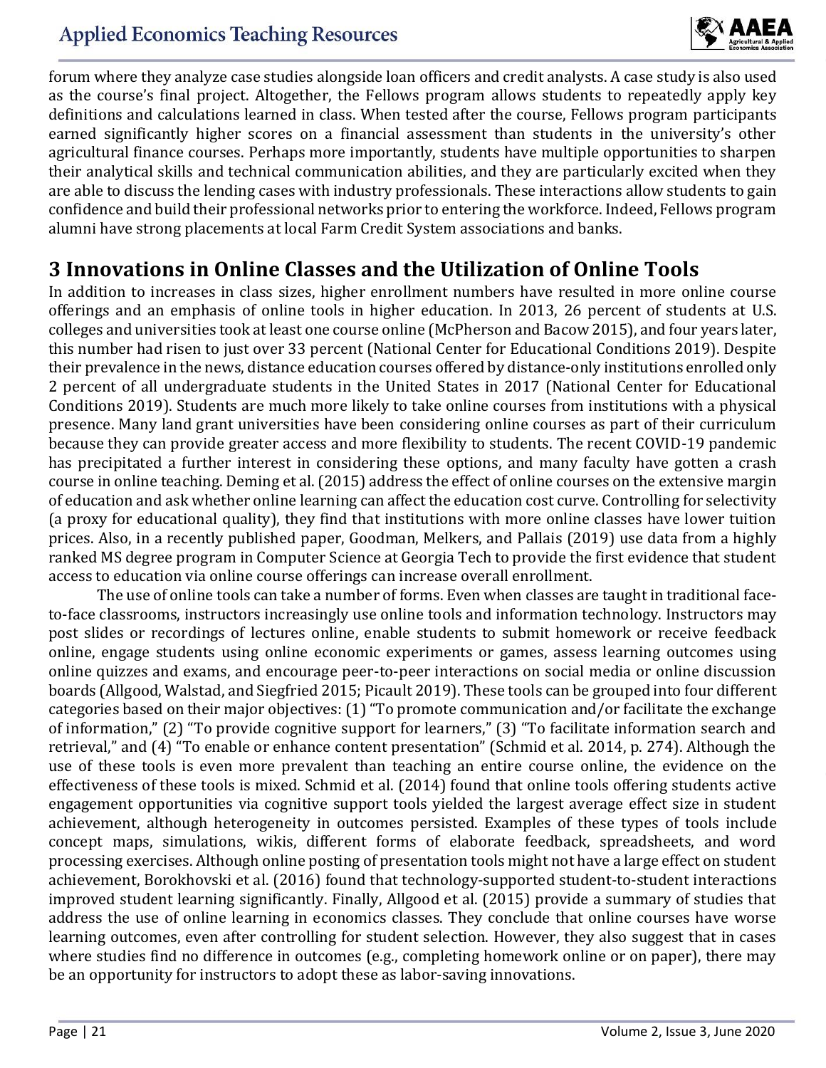forum where they analyze case studies alongside loan officers and credit analysts. A case study is also used as the course's final project. Altogether, the Fellows program allows students to repeatedly apply key definitions and calculations learned in class. When tested after the course, Fellows program participants earned significantly higher scores on a financial assessment than students in the university's other agricultural finance courses. Perhaps more importantly, students have multiple opportunities to sharpen their analytical skills and technical communication abilities, and they are particularly excited when they are able to discuss the lending cases with industry professionals. These interactions allow students to gain confidence and build their professional networks prior to entering the workforce. Indeed, Fellows program alumni have strong placements at local Farm Credit System associations and banks.

## 3 Innovations in Online Classes and the Utilization of Online Tools

In addition to increases in class sizes, higher enrollment numbers have resulted in more online course offerings and an emphasis of online tools in higher education. In 2013, 26 percent of students at U.S. colleges and universities took at least one course online (McPherson and Bacow 2015), and four years later, this number had risen to just over 33 percent (National Center for Educational Conditions 2019). Despite their prevalence in the news, distance education courses offered by distance-only institutions enrolled only 2 percent of all undergraduate students in the United States in 2017 (National Center for Educational Conditions 2019). Students are much more likely to take online courses from institutions with a physical presence. Many land grant universities have been considering online courses as part of their curriculum because they can provide greater access and more flexibility to students. The recent COVID-19 pandemic has precipitated a further interest in considering these options, and many faculty have gotten a crash course in online teaching. Deming et al. (2015) address the effect of online courses on the extensive margin of education and ask whether online learning can affect the education cost curve. Controlling for selectivity (a proxy for educational quality), they find that institutions with more online classes have lower tuition prices. Also, in a recently published paper, Goodman, Melkers, and Pallais (2019) use data from a highly ranked MS degree program in Computer Science at Georgia Tech to provide the first evidence that student access to education via online course offerings can increase overall enrollment.

The use of online tools can take a number of forms. Even when classes are taught in traditional face-to-face classrooms, instructors increasingly use online tools and information technology. Instructors may post slides or recordings of lectures online, enable students to submit homework or receive feedback online, engage students using online economic experiments or games, assess learning outcomes using online quizzes and exams, and encourage peer-to-peer interactions on social media or online discussion boards (Allgood, Walstad, and Siegfried 2015; Picault 2019). These tools can be grouped into four different categories based on their major objectives: (1) "To promote communication and/or facilitate the exchange of information," (2) "To provide cognitive support for learners," (3) "To facilitate information search and retrieval," and (4) "To enable or enhance content presentation" (Schmid et al. 2014, p. 274). Although the use of these tools is even more prevalent than teaching an entire course online, the evidence on the effectiveness of these tools is mixed. Schmid et al. (2014) found that online tools offering students active engagement opportunities via cognitive support tools yielded the largest average effect size in student achievement, although heterogeneity in outcomes persisted. Examples of these types of tools include concept maps, simulations, wikis, different forms of elaborate feedback, spreadsheets, and word processing exercises. Although online posting of presentation tools might not have a large effect on student achievement, Borokhovski et al. (2016) found that technology-supported student-to-student interactions improved student learning significantly. Finally, Allgood et al. (2015) provide a summary of studies that address the use of online learning in economics classes. They conclude that online courses have worse learning outcomes, even after controlling for student selection. However, they also suggest that in cases where studies find no difference in outcomes (e.g., completing homework online or on paper), there may be an opportunity for instructors to adopt these as labor-saving innovations.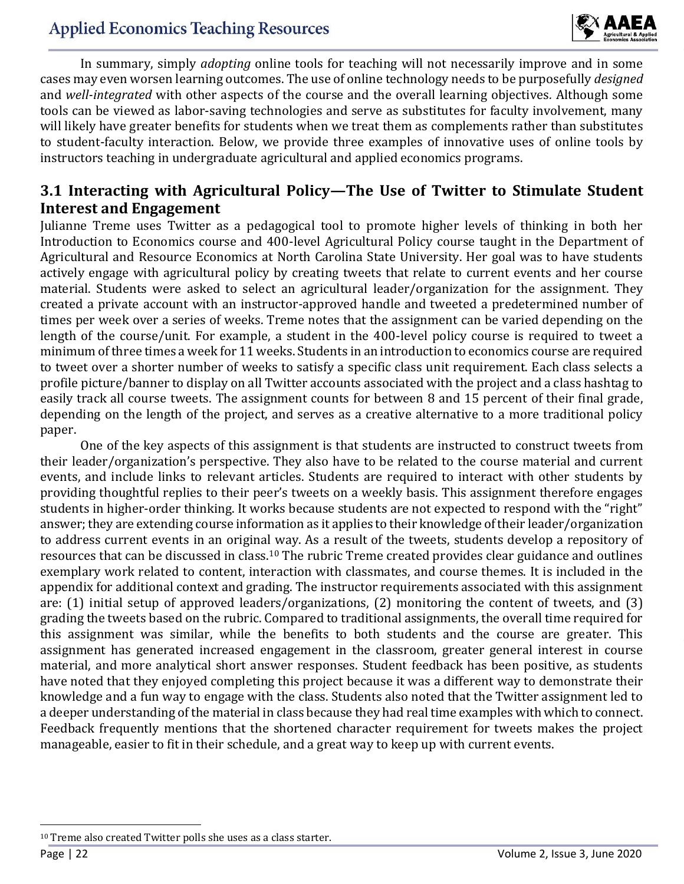In summary, simply *adopting* online tools for teaching will not necessarily improve and in some cases may even worsen learning outcomes. The use of online technology needs to be purposefully *designed* and *well-integrated* with other aspects of the course and the overall learning objectives. Although some tools can be viewed as labor-saving technologies and serve as substitutes for faculty involvement, many will likely have greater benefits for students when we treat them as complements rather than substitutes to student-faculty interaction. Below, we provide three examples of innovative uses of online tools by instructors teaching in undergraduate agricultural and applied economics programs.

### 3.1 Interacting with Agricultural Policy—The Use of Twitter to Stimulate Student Interest and Engagement

Julianne Treme uses Twitter as a pedagogical tool to promote higher levels of thinking in both her Introduction to Economics course and 400-level Agricultural Policy course taught in the Department of Agricultural and Resource Economics at North Carolina State University. Her goal was to have students actively engage with agricultural policy by creating tweets that relate to current events and her course material. Students were asked to select an agricultural leader/organization for the assignment. They created a private account with an instructor-approved handle and tweeted a predetermined number of times per week over a series of weeks. Treme notes that the assignment can be varied depending on the length of the course/unit. For example, a student in the 400-level policy course is required to tweet a minimum of three times a week for 11 weeks. Students in an introduction to economics course are required to tweet over a shorter number of weeks to satisfy a specific class unit requirement. Each class selects a profile picture/banner to display on all Twitter accounts associated with the project and a class hashtag to easily track all course tweets. The assignment counts for between 8 and 15 percent of their final grade, depending on the length of the project, and serves as a creative alternative to a more traditional policy paper.

One of the key aspects of this assignment is that students are instructed to construct tweets from their leader/organization's perspective. They also have to be related to the course material and current events, and include links to relevant articles. Students are required to interact with other students by providing thoughtful replies to their peer's tweets on a weekly basis. This assignment therefore engages students in higher-order thinking. It works because students are not expected to respond with the "right" answer; they are extending course information as it applies to their knowledge of their leader/organization to address current events in an original way. As a result of the tweets, students develop a repository of resources that can be discussed in class.[10] The rubric Treme created provides clear guidance and outlines exemplary work related to content, interaction with classmates, and course themes. It is included in the appendix for additional context and grading. The instructor requirements associated with this assignment are: (1) initial setup of approved leaders/organizations, (2) monitoring the content of tweets, and (3) grading the tweets based on the rubric. Compared to traditional assignments, the overall time required for this assignment was similar, while the benefits to both students and the course are greater. This assignment has generated increased engagement in the classroom, greater general interest in course material, and more analytical short answer responses. Student feedback has been positive, as students have noted that they enjoyed completing this project because it was a different way to demonstrate their knowledge and a fun way to engage with the class. Students also noted that the Twitter assignment led to a deeper understanding of the material in class because they had real time examples with which to connect. Feedback frequently mentions that the shortened character requirement for tweets makes the project manageable, easier to fit in their schedule, and a great way to keep up with current events.

---

[10] Treme also created Twitter polls she uses as a class starter.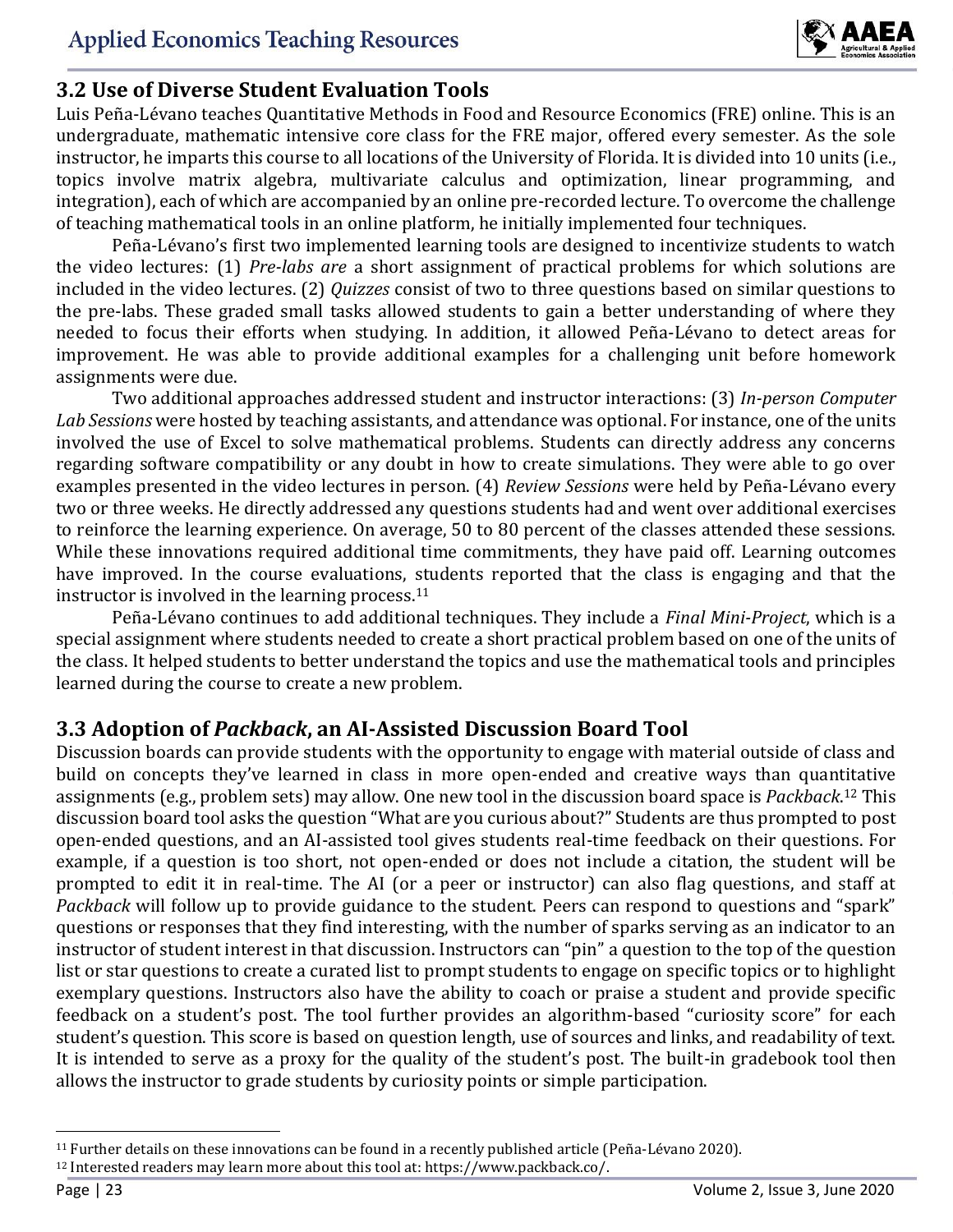## 3.2 Use of Diverse Student Evaluation Tools

Luis Peña-Lévano teaches Quantitative Methods in Food and Resource Economics (FRE) online. This is an undergraduate, mathematic intensive core class for the FRE major, offered every semester. As the sole instructor, he imparts this course to all locations of the University of Florida. It is divided into 10 units (i.e., topics involve matrix algebra, multivariate calculus and optimization, linear programming, and integration), each of which are accompanied by an online pre-recorded lecture. To overcome the challenge of teaching mathematical tools in an online platform, he initially implemented four techniques.

Peña-Lévano's first two implemented learning tools are designed to incentivize students to watch the video lectures: (1) *Pre-labs are* a short assignment of practical problems for which solutions are included in the video lectures. (2) *Quizzes* consist of two to three questions based on similar questions to the pre-labs. These graded small tasks allowed students to gain a better understanding of where they needed to focus their efforts when studying. In addition, it allowed Peña-Lévano to detect areas for improvement. He was able to provide additional examples for a challenging unit before homework assignments were due.

Two additional approaches addressed student and instructor interactions: (3) *In-person Computer Lab Sessions* were hosted by teaching assistants, and attendance was optional. For instance, one of the units involved the use of Excel to solve mathematical problems. Students can directly address any concerns regarding software compatibility or any doubt in how to create simulations. They were able to go over examples presented in the video lectures in person. (4) *Review Sessions* were held by Peña-Lévano every two or three weeks. He directly addressed any questions students had and went over additional exercises to reinforce the learning experience. On average, 50 to 80 percent of the classes attended these sessions. While these innovations required additional time commitments, they have paid off. Learning outcomes have improved. In the course evaluations, students reported that the class is engaging and that the instructor is involved in the learning process.[11]

Peña-Lévano continues to add additional techniques. They include a *Final Mini-Project*, which is a special assignment where students needed to create a short practical problem based on one of the units of the class. It helped students to better understand the topics and use the mathematical tools and principles learned during the course to create a new problem.

## 3.3 Adoption of *Packback*, an AI-Assisted Discussion Board Tool

Discussion boards can provide students with the opportunity to engage with material outside of class and build on concepts they've learned in class in more open-ended and creative ways than quantitative assignments (e.g., problem sets) may allow. One new tool in the discussion board space is *Packback*.[12] This discussion board tool asks the question "What are you curious about?" Students are thus prompted to post open-ended questions, and an AI-assisted tool gives students real-time feedback on their questions. For example, if a question is too short, not open-ended or does not include a citation, the student will be prompted to edit it in real-time. The AI (or a peer or instructor) can also flag questions, and staff at *Packback* will follow up to provide guidance to the student. Peers can respond to questions and "spark" questions or responses that they find interesting, with the number of sparks serving as an indicator to an instructor of student interest in that discussion. Instructors can "pin" a question to the top of the question list or star questions to create a curated list to prompt students to engage on specific topics or to highlight exemplary questions. Instructors also have the ability to coach or praise a student and provide specific feedback on a student's post. The tool further provides an algorithm-based "curiosity score" for each student's question. This score is based on question length, use of sources and links, and readability of text. It is intended to serve as a proxy for the quality of the student's post. The built-in gradebook tool then allows the instructor to grade students by curiosity points or simple participation.

---

[11] Further details on these innovations can be found in a recently published article (Peña-Lévano 2020).

[12] Interested readers may learn more about this tool at: https://www.packback.co/.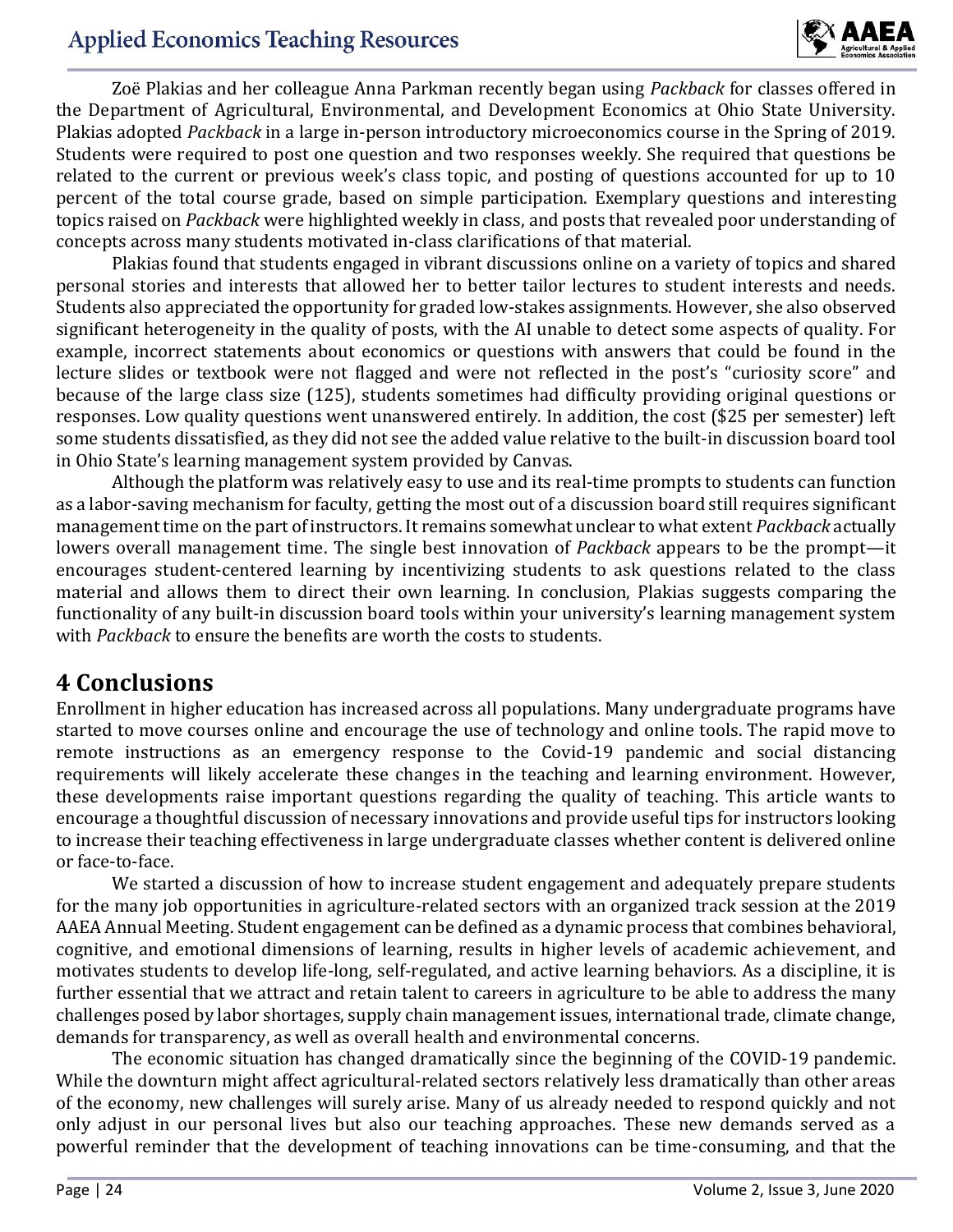Zoë Plakias and her colleague Anna Parkman recently began using *Packback* for classes offered in the Department of Agricultural, Environmental, and Development Economics at Ohio State University. Plakias adopted *Packback* in a large in-person introductory microeconomics course in the Spring of 2019. Students were required to post one question and two responses weekly. She required that questions be related to the current or previous week's class topic, and posting of questions accounted for up to 10 percent of the total course grade, based on simple participation. Exemplary questions and interesting topics raised on *Packback* were highlighted weekly in class, and posts that revealed poor understanding of concepts across many students motivated in-class clarifications of that material.

Plakias found that students engaged in vibrant discussions online on a variety of topics and shared personal stories and interests that allowed her to better tailor lectures to student interests and needs. Students also appreciated the opportunity for graded low-stakes assignments. However, she also observed significant heterogeneity in the quality of posts, with the AI unable to detect some aspects of quality. For example, incorrect statements about economics or questions with answers that could be found in the lecture slides or textbook were not flagged and were not reflected in the post's "curiosity score" and because of the large class size (125), students sometimes had difficulty providing original questions or responses. Low quality questions went unanswered entirely. In addition, the cost ($25 per semester) left some students dissatisfied, as they did not see the added value relative to the built-in discussion board tool in Ohio State's learning management system provided by Canvas.

Although the platform was relatively easy to use and its real-time prompts to students can function as a labor-saving mechanism for faculty, getting the most out of a discussion board still requires significant management time on the part of instructors. It remains somewhat unclear to what extent *Packback* actually lowers overall management time. The single best innovation of *Packback* appears to be the prompt—it encourages student-centered learning by incentivizing students to ask questions related to the class material and allows them to direct their own learning. In conclusion, Plakias suggests comparing the functionality of any built-in discussion board tools within your university's learning management system with *Packback* to ensure the benefits are worth the costs to students.

## 4 Conclusions

Enrollment in higher education has increased across all populations. Many undergraduate programs have started to move courses online and encourage the use of technology and online tools. The rapid move to remote instructions as an emergency response to the Covid-19 pandemic and social distancing requirements will likely accelerate these changes in the teaching and learning environment. However, these developments raise important questions regarding the quality of teaching. This article wants to encourage a thoughtful discussion of necessary innovations and provide useful tips for instructors looking to increase their teaching effectiveness in large undergraduate classes whether content is delivered online or face-to-face.

We started a discussion of how to increase student engagement and adequately prepare students for the many job opportunities in agriculture-related sectors with an organized track session at the 2019 AAEA Annual Meeting. Student engagement can be defined as a dynamic process that combines behavioral, cognitive, and emotional dimensions of learning, results in higher levels of academic achievement, and motivates students to develop life-long, self-regulated, and active learning behaviors. As a discipline, it is further essential that we attract and retain talent to careers in agriculture to be able to address the many challenges posed by labor shortages, supply chain management issues, international trade, climate change, demands for transparency, as well as overall health and environmental concerns.

The economic situation has changed dramatically since the beginning of the COVID-19 pandemic. While the downturn might affect agricultural-related sectors relatively less dramatically than other areas of the economy, new challenges will surely arise. Many of us already needed to respond quickly and not only adjust in our personal lives but also our teaching approaches. These new demands served as a powerful reminder that the development of teaching innovations can be time-consuming, and that the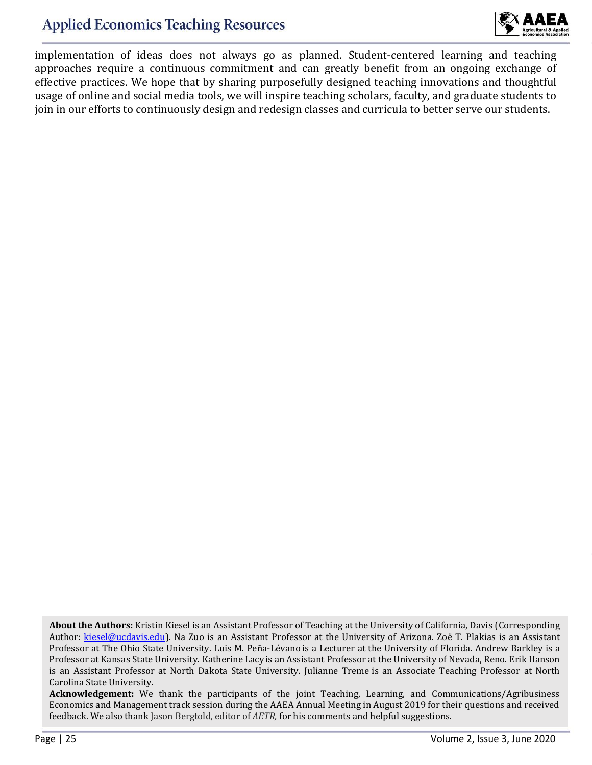implementation of ideas does not always go as planned. Student-centered learning and teaching approaches require a continuous commitment and can greatly benefit from an ongoing exchange of effective practices. We hope that by sharing purposefully designed teaching innovations and thoughtful usage of online and social media tools, we will inspire teaching scholars, faculty, and graduate students to join in our efforts to continuously design and redesign classes and curricula to better serve our students.

**About the Authors:** Kristin Kiesel is an Assistant Professor of Teaching at the University of California, Davis (Corresponding Author: kiesel@ucdavis.edu). Na Zuo is an Assistant Professor at the University of Arizona. Zoë T. Plakias is an Assistant Professor at The Ohio State University. Luis M. Peña-Lévano is a Lecturer at the University of Florida. Andrew Barkley is a Professor at Kansas State University. Katherine Lacy is an Assistant Professor at the University of Nevada, Reno. Erik Hanson is an Assistant Professor at North Dakota State University. Julianne Treme is an Associate Teaching Professor at North Carolina State University.

**Acknowledgement:** We thank the participants of the joint Teaching, Learning, and Communications/Agribusiness Economics and Management track session during the AAEA Annual Meeting in August 2019 for their questions and received feedback. We also thank Jason Bergtold, editor of *AETR,* for his comments and helpful suggestions.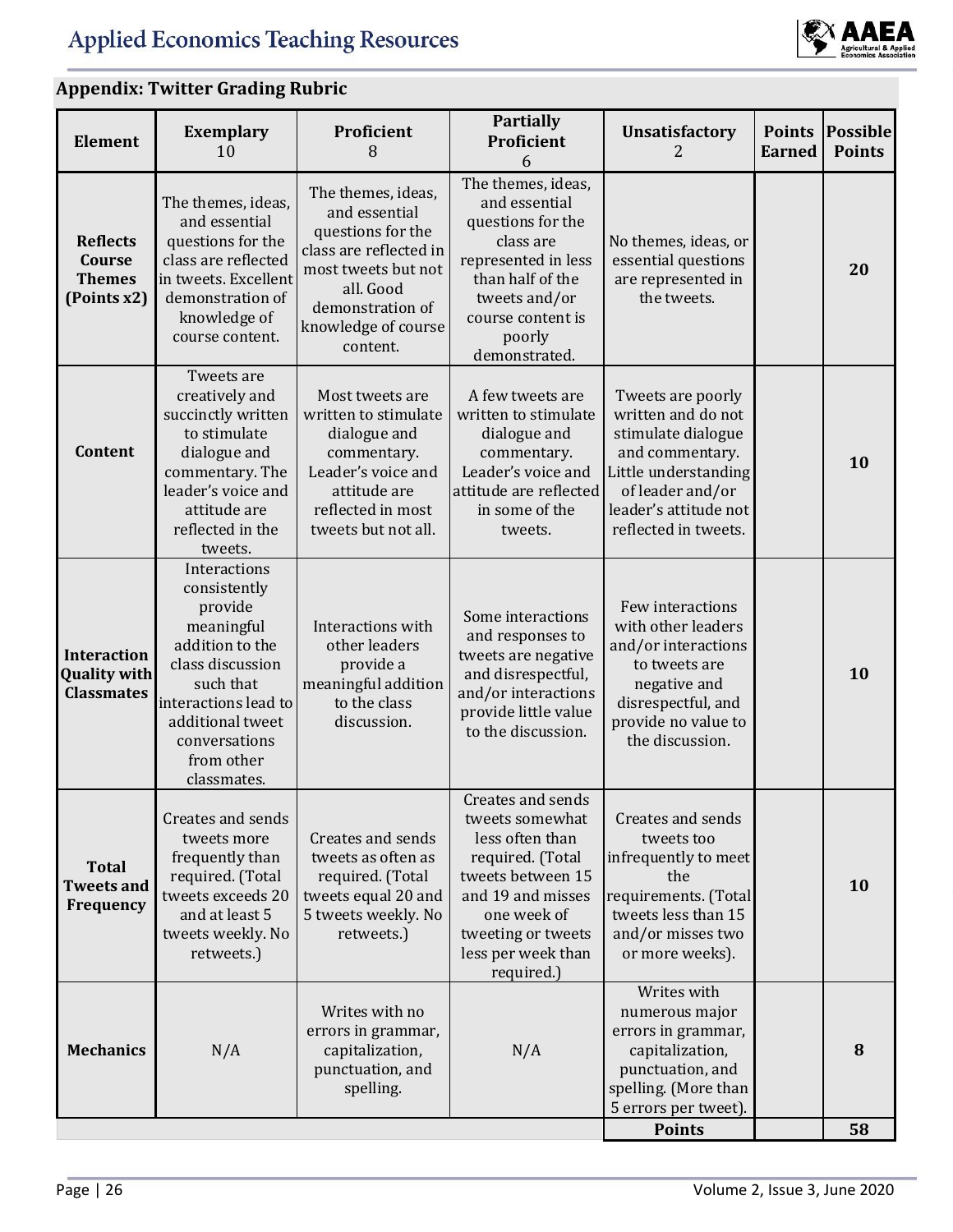## Appendix: Twitter Grading Rubric

| Element | Exemplary 10 | Proficient 8 | Partially Proficient 6 | Unsatisfactory 2 | Points Earned | Possible Points |
|---|---|---|---|---|---|---|
| **Reflects Course Themes (Points x2)** | The themes, ideas, and essential questions for the class are reflected in tweets. Excellent demonstration of knowledge of course content. | The themes, ideas, and essential questions for the class are reflected in most tweets but not all. Good demonstration of knowledge of course content. | The themes, ideas, and essential questions for the class are represented in less than half of the tweets and/or course content is poorly demonstrated. | No themes, ideas, or essential questions are represented in the tweets. | | **20** |
| **Content** | Tweets are creatively and succinctly written to stimulate dialogue and commentary. The leader's voice and attitude are reflected in the tweets. | Most tweets are written to stimulate dialogue and commentary. Leader's voice and attitude are reflected in most tweets but not all. | A few tweets are written to stimulate dialogue and commentary. Leader's voice and attitude are reflected in some of the tweets. | Tweets are poorly written and do not stimulate dialogue and commentary. Little understanding of leader and/or leader's attitude not reflected in tweets. | | **10** |
| **Interaction Quality with Classmates** | Interactions consistently provide meaningful addition to the class discussion such that interactions lead to additional tweet conversations from other classmates. | Interactions with other leaders provide a meaningful addition to the class discussion. | Some interactions and responses to tweets are negative and disrespectful, and/or interactions provide little value to the discussion. | Few interactions with other leaders and/or interactions to tweets are negative and disrespectful, and provide no value to the discussion. | | **10** |
| **Total Tweets and Frequency** | Creates and sends tweets more frequently than required. (Total tweets exceeds 20 and at least 5 tweets weekly. No retweets.) | Creates and sends tweets as often as required. (Total tweets equal 20 and 5 tweets weekly. No retweets.) | Creates and sends tweets somewhat less often than required. (Total tweets between 15 and 19 and misses one week of tweeting or tweets less per week than required.) | Creates and sends tweets too infrequently to meet the requirements. (Total tweets less than 15 and/or misses two or more weeks). | | **10** |
| **Mechanics** | N/A | Writes with no errors in grammar, capitalization, punctuation, and spelling. | N/A | Writes with numerous major errors in grammar, capitalization, punctuation, and spelling. (More than 5 errors per tweet). | | **8** |
| | | | | **Points** | | **58** |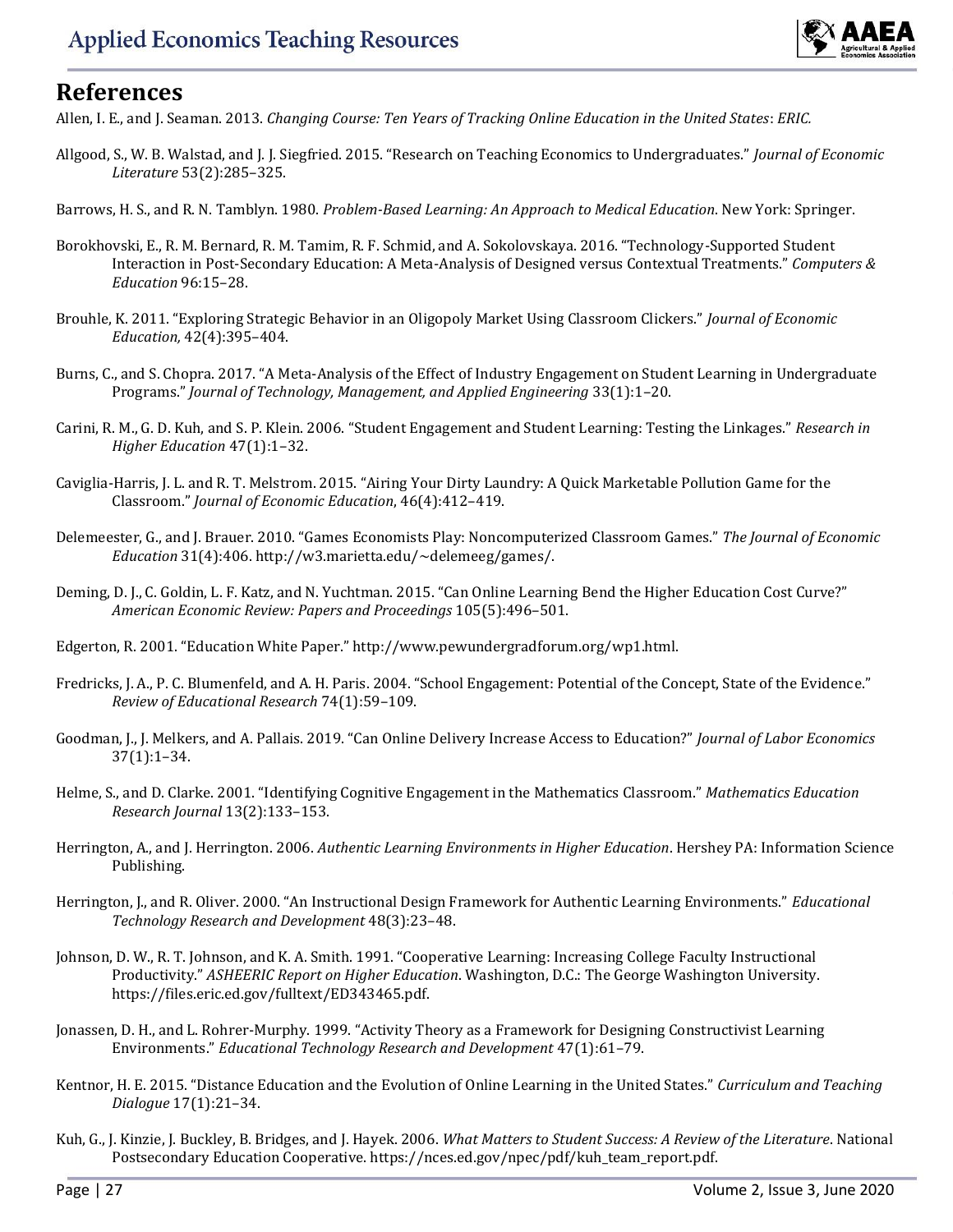## References

Allen, I. E., and J. Seaman. 2013. *Changing Course: Ten Years of Tracking Online Education in the United States*: *ERIC.*

Allgood, S., W. B. Walstad, and J. J. Siegfried. 2015. "Research on Teaching Economics to Undergraduates." *Journal of Economic Literature* 53(2):285–325.

Barrows, H. S., and R. N. Tamblyn. 1980. *Problem-Based Learning: An Approach to Medical Education*. New York: Springer.

Borokhovski, E., R. M. Bernard, R. M. Tamim, R. F. Schmid, and A. Sokolovskaya. 2016. "Technology-Supported Student Interaction in Post-Secondary Education: A Meta-Analysis of Designed versus Contextual Treatments." *Computers & Education* 96:15–28.

Brouhle, K. 2011. "Exploring Strategic Behavior in an Oligopoly Market Using Classroom Clickers." *Journal of Economic Education,* 42(4):395–404.

Burns, C., and S. Chopra. 2017. "A Meta-Analysis of the Effect of Industry Engagement on Student Learning in Undergraduate Programs." *Journal of Technology, Management, and Applied Engineering* 33(1):1–20.

Carini, R. M., G. D. Kuh, and S. P. Klein. 2006. "Student Engagement and Student Learning: Testing the Linkages." *Research in Higher Education* 47(1):1–32.

Caviglia-Harris, J. L. and R. T. Melstrom. 2015. "Airing Your Dirty Laundry: A Quick Marketable Pollution Game for the Classroom." *Journal of Economic Education*, 46(4):412–419.

Delemeester, G., and J. Brauer. 2010. "Games Economists Play: Noncomputerized Classroom Games." *The Journal of Economic Education* 31(4):406. http://w3.marietta.edu/~delemeeg/games/.

Deming, D. J., C. Goldin, L. F. Katz, and N. Yuchtman. 2015. "Can Online Learning Bend the Higher Education Cost Curve?" *American Economic Review: Papers and Proceedings* 105(5):496–501.

Edgerton, R. 2001. "Education White Paper." http://www.pewundergradforum.org/wp1.html.

Fredricks, J. A., P. C. Blumenfeld, and A. H. Paris. 2004. "School Engagement: Potential of the Concept, State of the Evidence." *Review of Educational Research* 74(1):59–109.

Goodman, J., J. Melkers, and A. Pallais. 2019. "Can Online Delivery Increase Access to Education?" *Journal of Labor Economics* 37(1):1–34.

Helme, S., and D. Clarke. 2001. "Identifying Cognitive Engagement in the Mathematics Classroom." *Mathematics Education Research Journal* 13(2):133–153.

Herrington, A., and J. Herrington. 2006. *Authentic Learning Environments in Higher Education*. Hershey PA: Information Science Publishing.

Herrington, J., and R. Oliver. 2000. "An Instructional Design Framework for Authentic Learning Environments." *Educational Technology Research and Development* 48(3):23–48.

Johnson, D. W., R. T. Johnson, and K. A. Smith. 1991. "Cooperative Learning: Increasing College Faculty Instructional Productivity." *ASHEERIC Report on Higher Education*. Washington, D.C.: The George Washington University. https://files.eric.ed.gov/fulltext/ED343465.pdf.

Jonassen, D. H., and L. Rohrer-Murphy. 1999. "Activity Theory as a Framework for Designing Constructivist Learning Environments." *Educational Technology Research and Development* 47(1):61–79.

Kentnor, H. E. 2015. "Distance Education and the Evolution of Online Learning in the United States." *Curriculum and Teaching Dialogue* 17(1):21–34.

Kuh, G., J. Kinzie, J. Buckley, B. Bridges, and J. Hayek. 2006. *What Matters to Student Success: A Review of the Literature*. National Postsecondary Education Cooperative. https://nces.ed.gov/npec/pdf/kuh_team_report.pdf.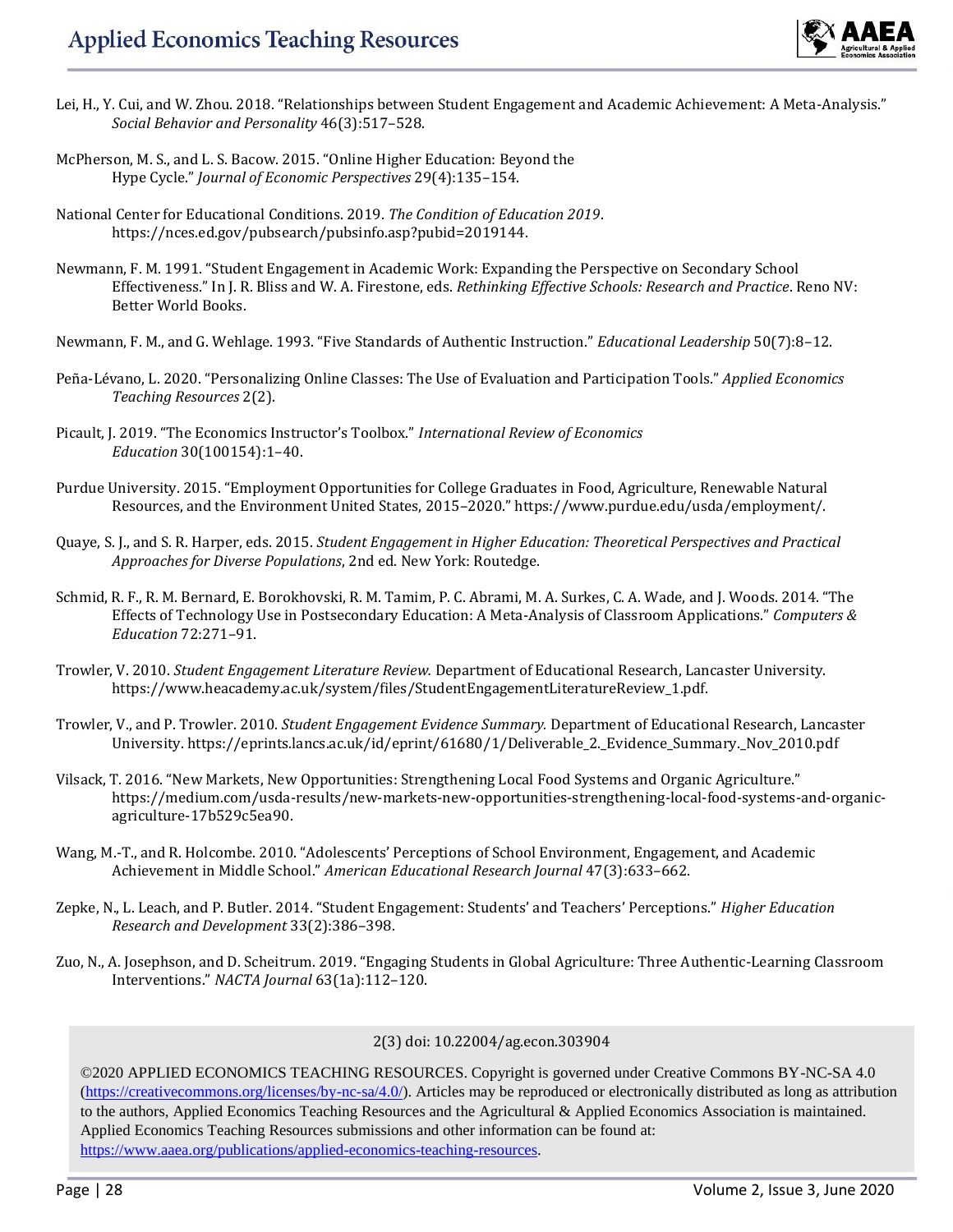Lei, H., Y. Cui, and W. Zhou. 2018. “Relationships between Student Engagement and Academic Achievement: A Meta-Analysis.” *Social Behavior and Personality* 46(3):517–528.

McPherson, M. S., and L. S. Bacow. 2015. “Online Higher Education: Beyond the Hype Cycle.” *Journal of Economic Perspectives* 29(4):135–154.

National Center for Educational Conditions. 2019. *The Condition of Education 2019*. https://nces.ed.gov/pubsearch/pubsinfo.asp?pubid=2019144.

Newmann, F. M. 1991. “Student Engagement in Academic Work: Expanding the Perspective on Secondary School Effectiveness.” In J. R. Bliss and W. A. Firestone, eds. *Rethinking Effective Schools: Research and Practice*. Reno NV: Better World Books.

Newmann, F. M., and G. Wehlage. 1993. “Five Standards of Authentic Instruction.” *Educational Leadership* 50(7):8–12.

Peña-Lévano, L. 2020. “Personalizing Online Classes: The Use of Evaluation and Participation Tools.” *Applied Economics Teaching Resources* 2(2).

Picault, J. 2019. “The Economics Instructor’s Toolbox.” *International Review of Economics Education* 30(100154):1–40.

Purdue University. 2015. “Employment Opportunities for College Graduates in Food, Agriculture, Renewable Natural Resources, and the Environment United States, 2015–2020.” https://www.purdue.edu/usda/employment/.

Quaye, S. J., and S. R. Harper, eds. 2015. *Student Engagement in Higher Education: Theoretical Perspectives and Practical Approaches for Diverse Populations*, 2nd ed. New York: Routedge.

Schmid, R. F., R. M. Bernard, E. Borokhovski, R. M. Tamim, P. C. Abrami, M. A. Surkes, C. A. Wade, and J. Woods. 2014. “The Effects of Technology Use in Postsecondary Education: A Meta-Analysis of Classroom Applications.” *Computers & Education* 72:271–91.

Trowler, V. 2010. *Student Engagement Literature Review.* Department of Educational Research, Lancaster University. https://www.heacademy.ac.uk/system/files/StudentEngagementLiteratureReview_1.pdf.

Trowler, V., and P. Trowler. 2010. *Student Engagement Evidence Summary.* Department of Educational Research, Lancaster University. https://eprints.lancs.ac.uk/id/eprint/61680/1/Deliverable_2._Evidence_Summary._Nov_2010.pdf

Vilsack, T. 2016. “New Markets, New Opportunities: Strengthening Local Food Systems and Organic Agriculture.” https://medium.com/usda-results/new-markets-new-opportunities-strengthening-local-food-systems-and-organic-agriculture-17b529c5ea90.

Wang, M.-T., and R. Holcombe. 2010. “Adolescents’ Perceptions of School Environment, Engagement, and Academic Achievement in Middle School.” *American Educational Research Journal* 47(3):633–662.

Zepke, N., L. Leach, and P. Butler. 2014. “Student Engagement: Students’ and Teachers’ Perceptions.” *Higher Education Research and Development* 33(2):386–398.

Zuo, N., A. Josephson, and D. Scheitrum. 2019. “Engaging Students in Global Agriculture: Three Authentic-Learning Classroom Interventions.” *NACTA Journal* 63(1a):112–120.

2(3) doi: 10.22004/ag.econ.303904

©2020 APPLIED ECONOMICS TEACHING RESOURCES. Copyright is governed under Creative Commons BY-NC-SA 4.0 (https://creativecommons.org/licenses/by-nc-sa/4.0/). Articles may be reproduced or electronically distributed as long as attribution to the authors, Applied Economics Teaching Resources and the Agricultural & Applied Economics Association is maintained. Applied Economics Teaching Resources submissions and other information can be found at: https://www.aaea.org/publications/applied-economics-teaching-resources.